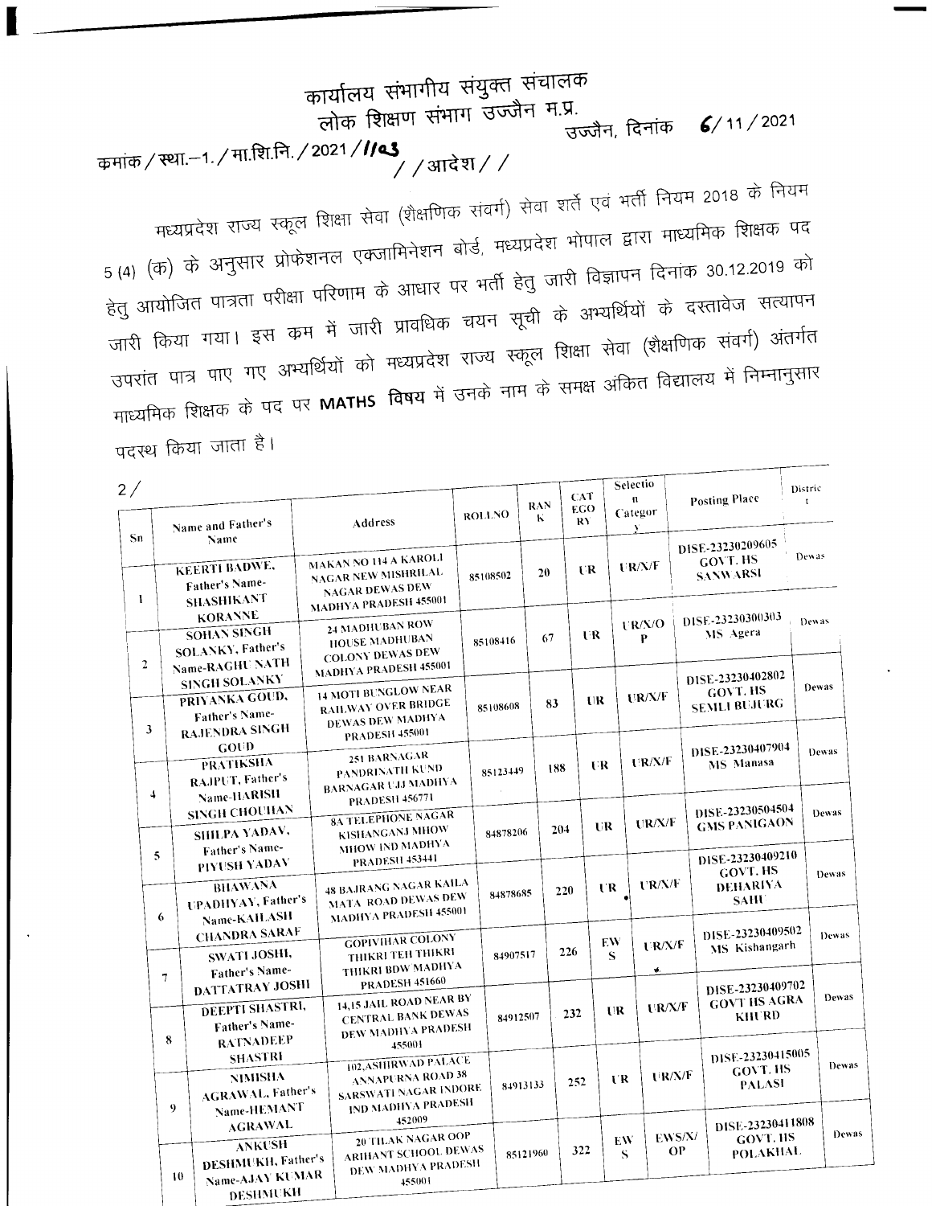# कार्यालय संभागीय संयुक्त संचालक
## लोक शिक्षण संभाग उज्जैन म.प्र.

उज्जैन, दिनांक 6/11/2021

कमांक/स्था.–1./मा.शि.नि./2021/1103

//आदेश//

मध्यप्रदेश राज्य स्कूल शिक्षा सेवा (शैक्षणिक संवर्ग) सेवा शर्ते एवं भर्ती नियम 2018 के नियम 5 (4) (क) के अनुसार प्रोफेशनल एक्जामिनेशन बोर्ड, मध्यप्रदेश भोपाल द्वारा माध्यमिक शिक्षक पद हेतु आयोजित पात्रता परीक्षा परिणाम के आधार पर भर्ती हेतु जारी विज्ञापन दिनांक 30.12.2019 को जारी किया गया। इस कम में जारी प्रावधिक चयन सूची के अभ्यर्थियों के दस्तावेज सत्यापन उपरांत पात्र पाए गए अभ्यर्थियों को मध्यप्रदेश राज्य स्कूल शिक्षा सेवा (शैक्षणिक संवर्ग) अंतर्गत माध्यमिक शिक्षक के पद पर **MATHS** विषय में उनके नाम के समक्ष अंकित विद्यालय में निम्नानुसार पदस्थ किया जाता है।

2/

| Sn | Name and Father's Name | Address | ROLLNO | RANK | CATEGORY | Selection Category | Posting Place | District |
|---|---|---|---|---|---|---|---|---|
| 1 | KEERTI BADWE, Father's Name-SHASHIKANT KORANNE | MAKAN NO 114 A KAROLI NAGAR NEW MISHRILAL NAGAR DEWAS DEW MADHYA PRADESH 455001 | 85108502 | 20 | UR | UR/X/F | DISE-23230209605 GOVT. HS SANWARSI | Dewas |
| 2 | SOHAN SINGH SOLANKY, Father's Name-RAGHU NATH SINGH SOLANKY | 24 MADHUBAN ROW HOUSE MADHUBAN COLONY DEWAS DEW MADHYA PRADESH 455001 | 85108416 | 67 | UR | UR/X/OP | DISE-23230300303 MS Agera | Dewas |
| 3 | PRIYANKA GOUD, Father's Name-RAJENDRA SINGH GOUD | 14 MOTI BUNGLOW NEAR RAILWAY OVER BRIDGE DEWAS DEW MADHYA PRADESH 455001 | 85108608 | 83 | UR | UR/X/F | DISE-23230402802 GOVT. HS SEMLI BUJURG | Dewas |
| 4 | PRATIKSHA RAJPUT, Father's Name-HARISH SINGH CHOUHAN | 251 BARNAGAR PANDRINATH KUND BARNAGAR UJJ MADHYA PRADESH 456771 | 85123449 | 188 | UR | UR/X/F | DISE-23230407904 MS Manasa | Dewas |
| 5 | SHILPA YADAV, Father's Name-PIYUSH YADAV | 8A TELEPHONE NAGAR KISHANGANJ MHOW MHOW IND MADHYA PRADESH 453441 | 84878206 | 204 | UR | UR/X/F | DISE-23230504504 GMS PANIGAON | Dewas |
| 6 | BHAWANA UPADHYAY, Father's Name-KAILASH CHANDRA SARAF | 48 BAJRANG NAGAR KAILA MATA ROAD DEWAS DEW MADHYA PRADESH 455001 | 84878685 | 220 | UR | UR/X/F | DISE-23230409210 GOVT. HS DEHARIYA SAHU | Dewas |
| 7 | SWATI JOSHI, Father's Name-DATTATRAY JOSHI | GOPIVIHAR COLONY THIKRI TEH THIKRI THIKRI BDW MADHYA PRADESH 451660 | 84907517 | 226 | EWS | UR/X/F | DISE-23230409502 MS Kishangarh | Dewas |
| 8 | DEEPTI SHASTRI, Father's Name-RATNADEEP SHASTRI | 14,15 JAIL ROAD NEAR BY CENTRAL BANK DEWAS DEW MADHYA PRADESH 455001 | 84912507 | 232 | UR | UR/X/F | DISE-23230409702 GOVT HS AGRA KHURD | Dewas |
| 9 | NIMISHA AGRAWAL, Father's Name-HEMANT AGRAWAL | 102,ASHIRWAD PALACE ANNAPURNA ROAD 38 SARSWATI NAGAR INDORE IND MADHYA PRADESH 452009 | 84913133 | 252 | UR | UR/X/F | DISE-23230415005 GOVT. HS PALASI | Dewas |
| 10 | ANKUSH DESHMUKH, Father's Name-AJAY KUMAR DESHMUKH | 20 TILAK NAGAR OOP ARIHANT SCHOOL DEWAS DEW MADHYA PRADESH 455001 | 85121960 | 322 | EWS | EWS/X/OP | DISE-23230411808 GOVT. HS POLAKHAL | Dewas |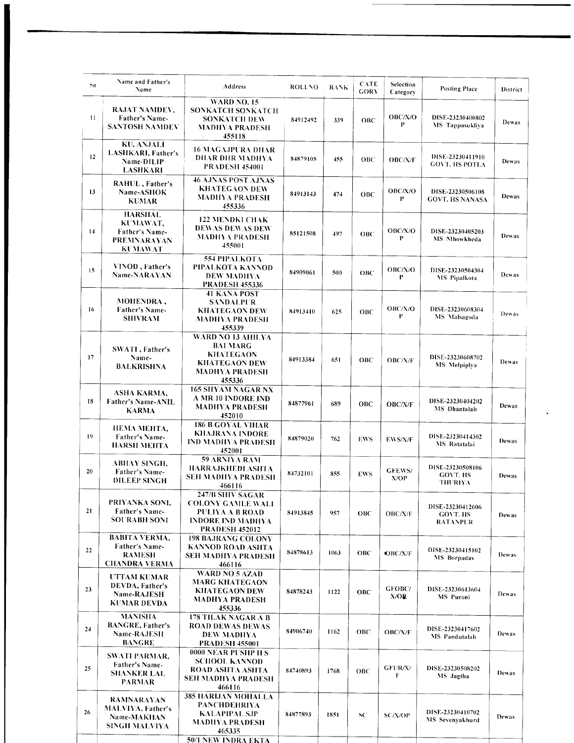| Sn | Name and Father's Name | Address | ROLLNO | RANK | CATEGORY | Selection Category | Posting Place | District |
|---|---|---|---|---|---|---|---|---|
| 11 | RAJAT NAMDEV, Father's Name-SANTOSH NAMDEV | WARD NO. 15 SONKATCH SONKATCH SONKATCH DEW MADHYA PRADESH 455118 | 84912492 | 339 | OBC | OBC/X/OP | DISE-23230400802 MS Tappasukliya | Dewas |
| 12 | KU. ANJALI LASHKARI, Father's Name-DILIP LASHKARI | 16 MAGAJPURA DHAR DHAR DHR MADHYA PRADESH 454001 | 84879105 | 455 | OBC | OBC/X/F | DISE-23230411910 GOVT. HS POTLA | Dewas |
| 13 | RAHUL, Father's Name-ASHOK KUMAR | 46 AJNAS POST AJNAS KHATEGAON DEW MADHYA PRADESH 455336 | 84913143 | 474 | OBC | OBC/X/OP | DISE-23230506108 GOVT. HS NANASA | Dewas |
| 14 | HARSHAL KUMAWAT, Father's Name-PREMNARAYAN KUMAWAT | 122 MENDKI CHAK DEWAS DEWAS DEW MADHYA PRADESH 455001 | 85121508 | 497 | OBC | OBC/X/OP | DISE-23230405203 MS Mhowkheda | Dewas |
| 15 | VINOD, Father's Name-NARAYAN | 554 PIPALKOTA PIPALKOTA KANNOD DEW MADHYA PRADESH 455336 | 84909061 | 500 | OBC | OBC/X/OP | DISE-23230504304 MS Pipalkota | Dewas |
| 16 | MOHENDRA, Father's Name-SHIVRAM | 41 KANA POST SANDALPUR KHATEGAON DEW MADHYA PRADESH 455339 | 84913410 | 625 | OBC | OBC/X/OP | DISE-23230608304 MS Malsagoda | Dewas |
| 17 | SWATI, Father's Name-BALKRISHNA | WARD NO 13 AHILYA BAI MARG KHATEGAON KHATEGAON DEW MADHYA PRADESH 455336 | 84913384 | 651 | OBC | OBC/X/F | DISE-23230608702 MS Melpiplya | Dewas |
| 18 | ASHA KARMA, Father's Name-ANIL KARMA | 165 SHYAM NAGAR NX A MR 10 INDORE IND MADHYA PRADESH 452010 | 84877961 | 689 | OBC | OBC/X/F | DISE-23230404202 MS Dhantalab | Dewas |
| 19 | HEMA MEHTA, Father's Name-HARSH MEHTA | 186 B GOYAL VIHAR KHAJRANA INDORE IND MADHYA PRADESH 452001 | 84879020 | 762 | EWS | EWS/X/F | DISE-23230414302 MS Ratatalai | Dewas |
| 20 | ABHAY SINGH, Father's Name-DILEEP SINGH | 59 ARNIYA RAM HARRAJKHEDI ASHTA SEH MADHYA PRADESH 466116 | 84732101 | 855 | EWS | GFEWS/X/OP | DISE-23230508106 GOVT. HS THURIYA | Dewas |
| 21 | PRIYANKA SONI, Father's Name-SOURABH SONI | 247/B SHIV SAGAR COLONY GAMLE WALI PULIYA A B ROAD INDORE IND MADHYA PRADESH 452012 | 84913845 | 957 | OBC | OBC/X/F | DISE-23230412606 GOVT. HS RATANPUR | Dewas |
| 22 | BABITA VERMA, Father's Name-RAMESH CHANDRA VERMA | 198 BAJRANG COLONY KANNOD ROAD ASHTA SEH MADHYA PRADESH 466116 | 84878613 | 1063 | OBC | OBC/X/F | DISE-23230415102 MS Borpadav | Dewas |
| 23 | UTTAM KUMAR DEVDA, Father's Name-RAJESH KUMAR DEVDA | WARD NO 5 AZAD MARG KHATEGAON KHATEGAON DEW MADHYA PRADESH 455336 | 84878243 | 1122 | OBC | GFOBC/X/OP | DISE-23230613604 MS Puroni | Dewas |
| 24 | MANISHA BANGRE, Father's Name-RAJESH BANGRE | 178 TILAK NAGAR A B ROAD DEWAS DEWAS DEW MADHYA PRADESH 455001 | 84906740 | 1162 | OBC | OBC/X/F | DISE-23230417602 MS Pandutalab | Dewas |
| 25 | SWATI PARMAR, Father's Name-SHANKER LAL PARMAR | 0000 NEAR PUSHP H S SCHOOL KANNOD ROAD ASHTA ASHTA SEH MADHYA PRADESH 466116 | 84740893 | 1768 | OBC | GFUR/X/F | DISE-23230508202 MS Jagtha | Dewas |
| 26 | RAMNARAYAN MALVIYA, Father's Name-MAKHAN SINGH MALVIYA | 385 HARIJAN MOHALLA PANCHDEHRIYA KALAPIPAL SJP MADHYA PRADESH 465335 | 84877893 | 1851 | SC | SC/X/OP | DISE-23230410702 MS Sevenyakhurd | Dewas |
| | | 50/1 NEW INDRA EKTA | | | | | | |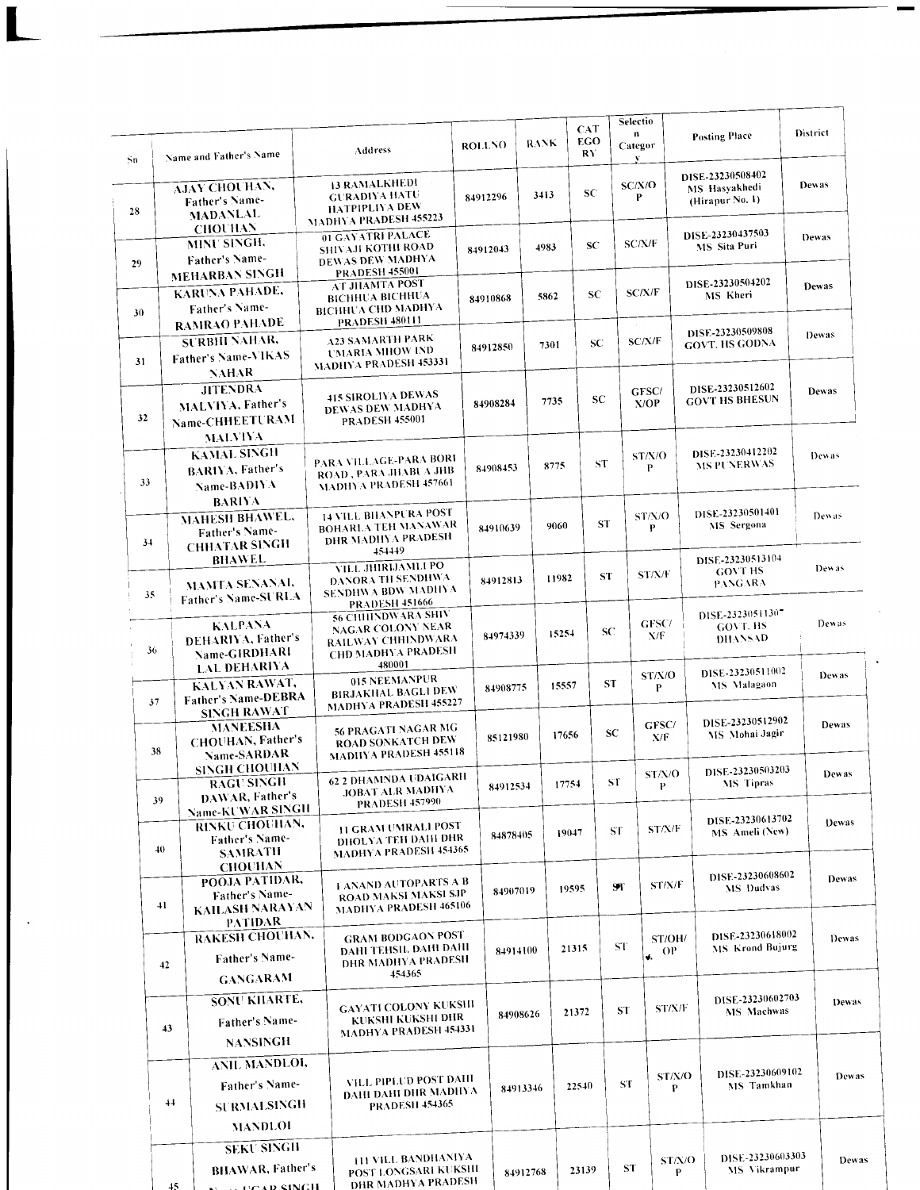| Sn | Name and Father's Name | Address | ROLLNO | RANK | CATEGORY | Selection Category | Posting Place | District |
|---|---|---|---|---|---|---|---|---|
| 28 | AJAY CHOUHAN, Father's Name-MADANLAL CHOUHAN | 13 RAMALKHEDI GURADIYA HATU HATPIPLIYA DEW MADHYA PRADESH 455223 | 84912296 | 3413 | SC | SC/X/OP | DISE-23230508402 MS Hasyakhedi (Hirapur No. 1) | Dewas |
| 29 | MINU SINGH, Father's Name-MEHARBAN SINGH | 01 GAYATRI PALACE SHIVAJI KOTHI ROAD DEWAS DEW MADHYA PRADESH 455001 | 84912043 | 4983 | SC | SC/X/F | DISE-23230437503 MS Sita Puri | Dewas |
| 30 | KARUNA PAHADE, Father's Name-RAMRAO PAHADE | AT JHAMTA POST BICHHUA BICHHUA BICHHUA CHD MADHYA PRADESH 480111 | 84910868 | 5862 | SC | SC/X/F | DISE-23230504202 MS Kheri | Dewas |
| 31 | SURBHI NAHAR, Father's Name-VIKAS NAHAR | A23 SAMARTH PARK UMARIA MHOW IND MADHYA PRADESH 453331 | 84912850 | 7301 | SC | SC/X/F | DISE-23230509808 GOVT. HS GODNA | Dewas |
| 32 | JITENDRA MALVIYA, Father's Name-CHHEETURAM MALVIYA | 415 SIROLIYA DEWAS DEWAS DEW MADHYA PRADESH 455001 | 84908284 | 7735 | SC | GFSC/X/OP | DISE-23230512602 GOVT HS BHESUN | Dewas |
| 33 | KAMAL SINGH BARIYA, Father's Name-BADIYA BARIYA | PARA VILLAGE-PARA BORI ROAD , PARA JHABUA JHB MADHYA PRADESH 457661 | 84908453 | 8775 | ST | ST/X/OP | DISE-23230412202 MS PUNERWAS | Dewas |
| 34 | MAHESH BHAWEL, Father's Name-CHHATAR SINGH BHAWEL | 14 VILL BHANPURA POST BOHARLA TEH MANAWAR DHR MADHYA PRADESH 454449 | 84910639 | 9060 | ST | ST/X/OP | DISE-23230501401 MS Sergona | Dewas |
| 35 | MAMTA SENANAI, Father's Name-SURLA | VILL JHIRIJAMLI PO DANORA TH SENDHWA SENDHWA BDW MADHYA PRADESH 451666 | 84912813 | 11982 | ST | ST/X/F | DISE-23230513104 GOVT HS PANGARA | Dewas |
| 36 | KALPANA DEHARIYA, Father's Name-GIRDHARI LAL DEHARIYA | 56 CHHINDWARA SHIV NAGAR COLONY NEAR RAILWAY CHHINDWARA CHD MADHYA PRADESH 480001 | 84974339 | 15254 | SC | GFSC/X/F | DISE-23230511307 GOVT. HS DHANSAD | Dewas |
| 37 | KALYAN RAWAT, Father's Name-DEBRA SINGH RAWAT | 015 NEEMANPUR BIRJAKHAL BAGLI DEW MADHYA PRADESH 455227 | 84908775 | 15557 | ST | ST/X/OP | DISE-23230511002 MS Malagaon | Dewas |
| 38 | MANEESHA CHOUHAN, Father's Name-SARDAR SINGH CHOUHAN | 56 PRAGATI NAGAR MG ROAD SONKATCH DEW MADHYA PRADESH 455118 | 85121980 | 17656 | SC | GFSC/X/F | DISE-23230512902 MS Mohai Jagir | Dewas |
| 39 | RAGU SINGH DAWAR, Father's Name-KUWAR SINGH | 62 2 DHAMINDA UDAIGARH JOBAT ALR MADHYA PRADESH 457990 | 84912534 | 17754 | ST | ST/X/OP | DISE-23230503203 MS Tipras | Dewas |
| 40 | RINKU CHOUHAN, Father's Name-SAMRATH CHOUHAN | 11 GRAM UMRALI POST DHOLYA TEH DAHI DHR MADHYA PRADESH 454365 | 84878405 | 19047 | ST | ST/X/F | DISE-23230613702 MS Ameli (New) | Dewas |
| 41 | POOJA PATIDAR, Father's Name-KAILASH NARAYAN PATIDAR | 1 ANAND AUTOPARTS A B ROAD MAKSI MAKSI SJP MADHYA PRADESH 465106 | 84907019 | 19595 | ST | ST/X/F | DISE-23230608602 MS Dudvas | Dewas |
| 42 | RAKESH CHOUHAN, Father's Name-GANGARAM | GRAM BODGAON POST DAHI TEHSIL DAHI DAHI DHR MADHYA PRADESH 454365 | 84914100 | 21315 | ST | ST/OH/OP | DISE-23230618002 MS Krond Bujurg | Dewas |
| 43 | SONU KHARTE, Father's Name-NANSINGH | GAYATI COLONY KUKSHI KUKSHI KUKSHI DHR MADHYA PRADESH 454331 | 84908626 | 21372 | ST | ST/X/F | DISE-23230602703 MS Machwas | Dewas |
| 44 | ANIL MANDLOI, Father's Name-SURMALSINGH MANDLOI | VILL PIPLUD POST DAHI DAHI DAHI DHR MADHYA PRADESH 454365 | 84913346 | 22540 | ST | ST/X/OP | DISE-23230609102 MS Tamkhan | Dewas |
| 45 | SEKU SINGH BHAWAR, Father's Name-UGAR SINGH | 111 VILL BANDHANIYA POST LONGSARI KUKSHI DHR MADHYA PRADESH | 84912768 | 23139 | ST | ST/X/OP | DISE-23230603303 MS Vikrampur | Dewas |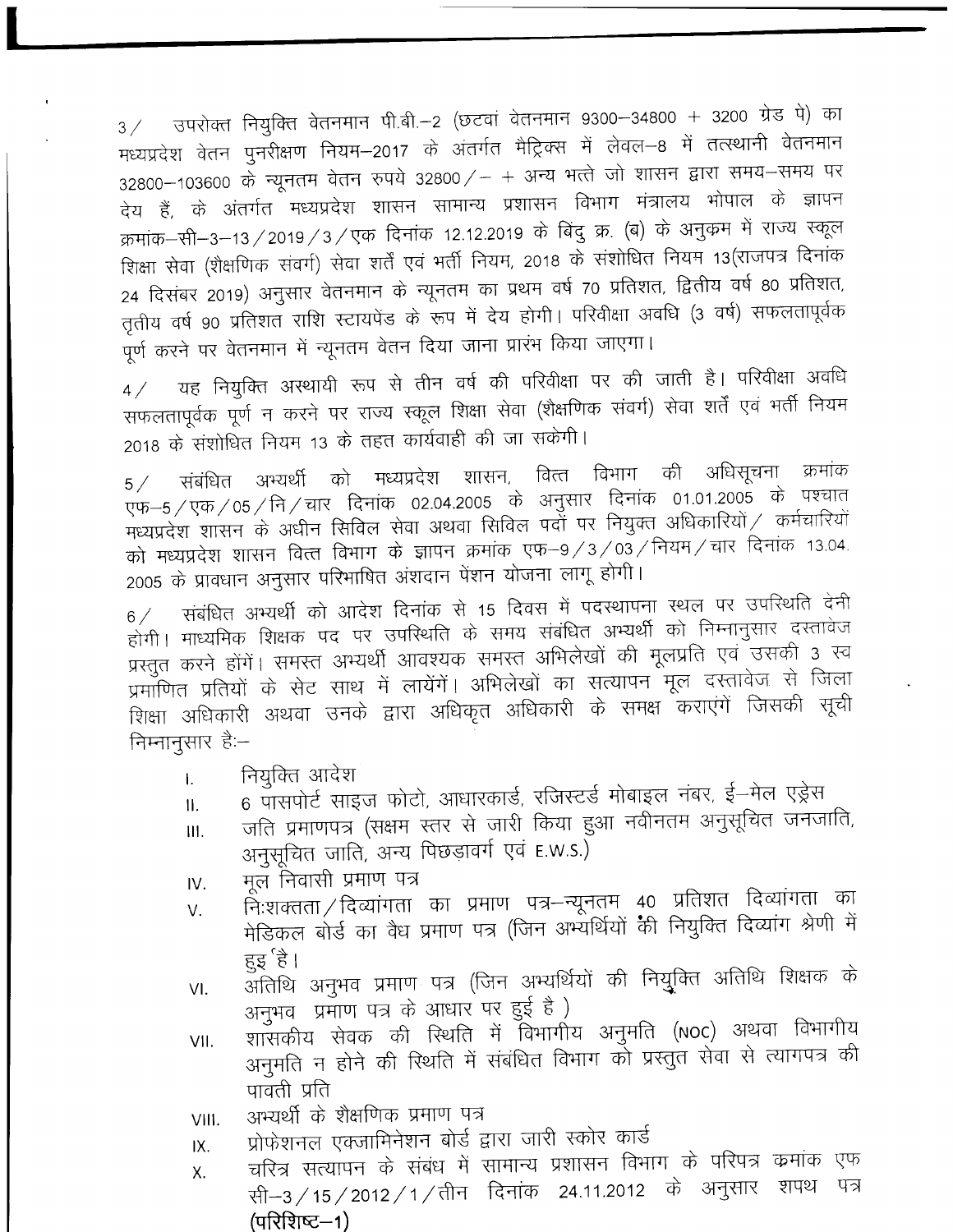3/ उपरोक्त नियुक्ति वेतनमान पी.बी.–2 (छटवां वेतनमान 9300–34800 + 3200 ग्रेड पे) का मध्यप्रदेश वेतन पुनरीक्षण नियम–2017 के अंतर्गत मैट्रिक्स में लेवल–8 में तत्स्थानी वेतनमान 32800–103600 के न्यूनतम वेतन रुपये 32800/– + अन्य भत्ते जो शासन द्वारा समय–समय पर देय हैं, के अंतर्गत मध्यप्रदेश शासन सामान्य प्रशासन विभाग मंत्रालय भोपाल के ज्ञापन क्रमांक–सी–3–13/2019/3/एक दिनांक 12.12.2019 के बिंदु क्र. (ब) के अनुक्रम में राज्य स्कूल शिक्षा सेवा (शैक्षणिक संवर्ग) सेवा शर्तें एवं भर्ती नियम, 2018 के संशोधित नियम 13(राजपत्र दिनांक 24 दिसंबर 2019) अनुसार वेतनमान के न्यूनतम का प्रथम वर्ष 70 प्रतिशत, द्वितीय वर्ष 80 प्रतिशत, तृतीय वर्ष 90 प्रतिशत राशि स्टायपेंड के रूप में देय होगी। परिवीक्षा अवधि (3 वर्ष) सफलतापूर्वक पूर्ण करने पर वेतनमान में न्यूनतम वेतन दिया जाना प्रारंभ किया जाएगा।

4/ यह नियुक्ति अस्थायी रूप से तीन वर्ष की परिवीक्षा पर की जाती है। परिवीक्षा अवधि सफलतापूर्वक पूर्ण न करने पर राज्य स्कूल शिक्षा सेवा (शैक्षणिक संवर्ग) सेवा शर्तें एवं भर्ती नियम 2018 के संशोधित नियम 13 के तहत कार्यवाही की जा सकेगी।

5/ संबंधित अभ्यर्थी को मध्यप्रदेश शासन, वित्त विभाग की अधिसूचना क्रमांक एफ–5/एक/05/नि/चार दिनांक 02.04.2005 के अनुसार दिनांक 01.01.2005 के पश्चात मध्यप्रदेश शासन के अधीन सिविल सेवा अथवा सिविल पदों पर नियुक्त अधिकारियों/ कर्मचारियों को मध्यप्रदेश शासन वित्त विभाग के ज्ञापन क्रमांक एफ–9/3/03/नियम/चार दिनांक 13.04. 2005 के प्रावधान अनुसार परिभाषित अंशदान पेंशन योजना लागू होगी।

6/ संबंधित अभ्यर्थी को आदेश दिनांक से 15 दिवस में पदस्थापना स्थल पर उपस्थिति देनी होगी। माध्यमिक शिक्षक पद पर उपस्थिति के समय संबंधित अभ्यर्थी को निम्नानुसार दस्तावेज प्रस्तुत करने होंगें। समस्त अभ्यर्थी आवश्यक समस्त अभिलेखों की मूलप्रति एवं उसकी 3 स्व प्रमाणित प्रतियों के सेट साथ में लायेंगें। अभिलेखों का सत्यापन मूल दस्तावेज से जिला शिक्षा अधिकारी अथवा उनके द्वारा अधिकृत अधिकारी के समक्ष कराएंगें जिसकी सूची निम्नानुसार हैः–

I. नियुक्ति आदेश
II. 6 पासपोर्ट साइज फोटो, आधारकार्ड, रजिस्टर्ड मोबाइल नंबर, ई–मेल एड्रेस
III. जति प्रमाणपत्र (सक्षम स्तर से जारी किया हुआ नवीनतम अनुसूचित जनजाति, अनुसूचित जाति, अन्य पिछड़ावर्ग एवं E.W.S.)
IV. मूल निवासी प्रमाण पत्र
V. निःशक्तता/दिव्यांगता का प्रमाण पत्र–न्यूनतम 40 प्रतिशत दिव्यांगता का मेडिकल बोर्ड का वैध प्रमाण पत्र (जिन अभ्यर्थियों की नियुक्ति दिव्यांग श्रेणी में हुई है।
VI. अतिथि अनुभव प्रमाण पत्र (जिन अभ्यर्थियों की नियुक्ति अतिथि शिक्षक के अनुभव प्रमाण पत्र के आधार पर हुई है )
VII. शासकीय सेवक की स्थिति में विभागीय अनुमति (NOC) अथवा विभागीय अनुमति न होने की स्थिति में संबंधित विभाग को प्रस्तुत सेवा से त्यागपत्र की पावती प्रति
VIII. अभ्यर्थी के शैक्षणिक प्रमाण पत्र
IX. प्रोफेशनल एक्जामिनेशन बोर्ड द्वारा जारी स्कोर कार्ड
X. चरित्र सत्यापन के संबंध में सामान्य प्रशासन विभाग के परिपत्र क्रमांक एफ सी–3/15/2012/1/तीन दिनांक 24.11.2012 के अनुसार शपथ पत्र **(परिशिष्ट–1)**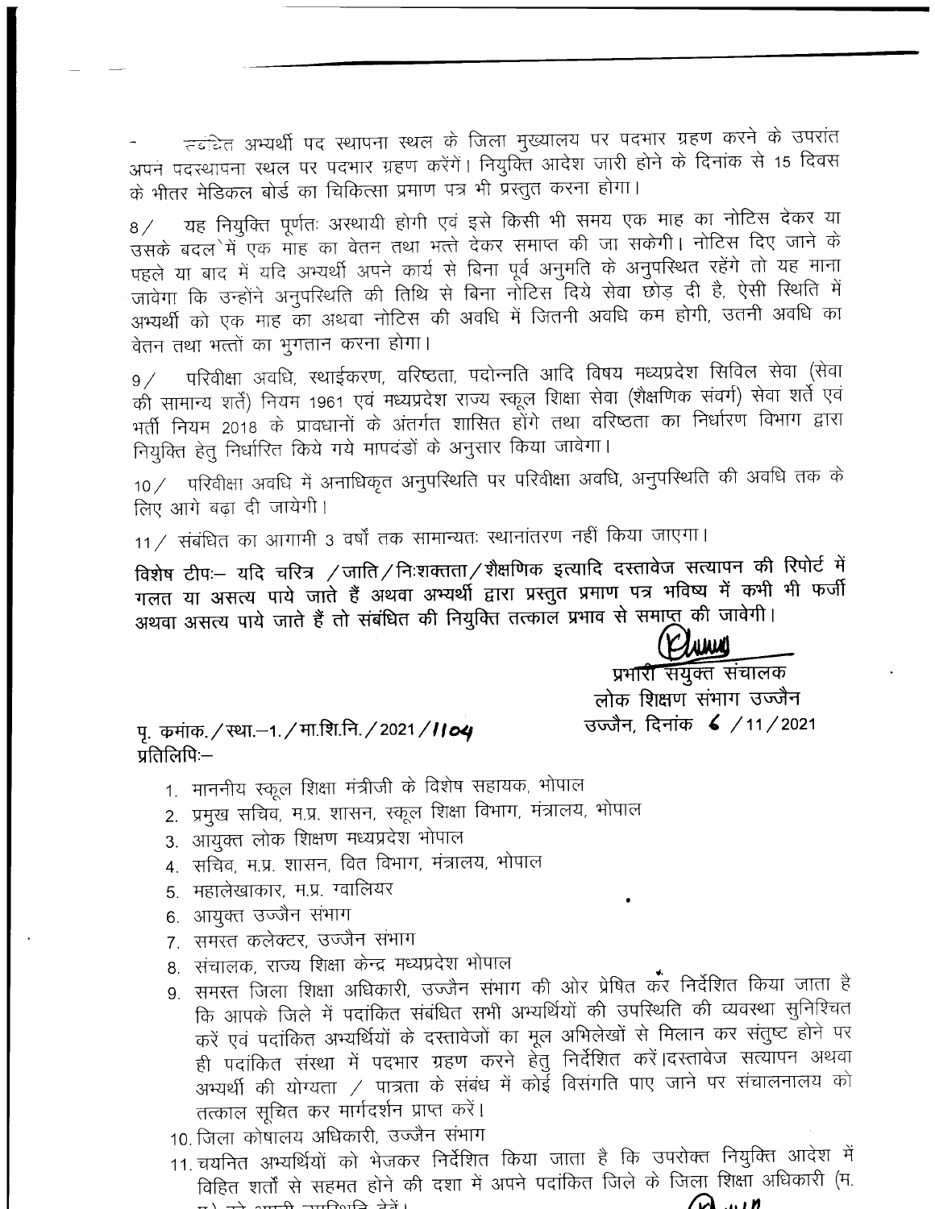- चयनित अभ्यर्थी पद स्थापना स्थल के जिला मुख्यालय पर पदभार ग्रहण करने के उपरांत अपने पदस्थापना स्थल पर पदभार ग्रहण करेंगें। नियुक्ति आदेश जारी होने के दिनांक से 15 दिवस के भीतर मेडिकल बोर्ड का चिकित्सा प्रमाण पत्र भी प्रस्तुत करना होगा।

8/ यह नियुक्ति पूर्णतः अस्थायी होगी एवं इसे किसी भी समय एक माह का नोटिस देकर या उसके बदले में एक माह का वेतन तथा भत्ते देकर समाप्त की जा सकेगी। नोटिस दिए जाने के पहले या बाद में यदि अभ्यर्थी अपने कार्य से बिना पूर्व अनुमति के अनुपस्थित रहेंगे तो यह माना जावेगा कि उन्होंने अनुपस्थिति की तिथि से बिना नोटिस दिये सेवा छोड़ दी है, ऐसी स्थिति में अभ्यर्थी को एक माह का अथवा नोटिस की अवधि में जितनी अवधि कम होगी, उतनी अवधि का वेतन तथा भत्तों का भुगतान करना होगा।

9/ परिवीक्षा अवधि, स्थाईकरण, वरिष्ठता, पदोन्नति आदि विषय मध्यप्रदेश सिविल सेवा (सेवा की सामान्य शर्तें) नियम 1961 एवं मध्यप्रदेश राज्य स्कूल शिक्षा सेवा (शैक्षणिक संवर्ग) सेवा शर्ते एवं भर्ती नियम 2018 के प्रावधानों के अंतर्गत शासित होंगे तथा वरिष्ठता का निर्धारण विभाग द्वारा नियुक्ति हेतु निर्धारित किये गये मापदंडों के अनुसार किया जावेगा।

10/ परिवीक्षा अवधि में अनाधिकृत अनुपस्थिति पर परिवीक्षा अवधि, अनुपस्थिति की अवधि तक के लिए आगे बढ़ा दी जायेगी।

11/ संबंधित का आगामी 3 वर्षो तक सामान्यतः स्थानांतरण नहीं किया जाएगा।

**विशेष टीपः— यदि चरित्र /जाति/निःशक्तता/शैक्षणिक इत्यादि दस्तावेज सत्यापन की रिपोर्ट में गलत या असत्य पाये जाते हैं अथवा अभ्यर्थी द्वारा प्रस्तुत प्रमाण पत्र भविष्य में कभी भी फर्जी अथवा असत्य पाये जाते हैं तो संबंधित की नियुक्ति तत्काल प्रभाव से समाप्त की जावेगी।**

प्रभारी संयुक्त संचालक
लोक शिक्षण संभाग उज्जैन
उज्जैन, दिनांक 6 /11/2021

पृ. कमांक./स्था.—1./मा.शि.नि./2021/1104
प्रतिलिपिः—

1. माननीय स्कूल शिक्षा मंत्रीजी के विशेष सहायक, भोपाल
2. प्रमुख सचिव, म.प्र. शासन, स्कूल शिक्षा विभाग, मंत्रालय, भोपाल
3. आयुक्त लोक शिक्षण मध्यप्रदेश भोपाल
4. सचिव, म.प्र. शासन, वित विभाग, मंत्रालय, भोपाल
5. महालेखाकार, म.प्र. ग्वालियर
6. आयुक्त उज्जैन संभाग
7. समस्त कलेक्टर, उज्जैन संभाग
8. संचालक, राज्य शिक्षा केन्द्र मध्यप्रदेश भोपाल
9. समस्त जिला शिक्षा अधिकारी, उज्जैन संभाग की ओर प्रेषित कर निर्देशित किया जाता है कि आपके जिले में पदांकित संबंधित सभी अभ्यर्थियों की उपस्थिति की व्यवस्था सुनिश्चित करें एवं पदांकित अभ्यर्थियों के दस्तावेजों का मूल अभिलेखों से मिलान कर संतुष्ट होने पर ही पदांकित संस्था में पदभार ग्रहण करने हेतु निर्देशित करें।दस्तावेज सत्यापन अथवा अभ्यर्थी की योग्यता / पात्रता के संबंध में कोई विसंगति पाए जाने पर संचालनालय को तत्काल सूचित कर मार्गदर्शन प्राप्त करें।
10. जिला कोषालय अधिकारी, उज्जैन संभाग
11. चयनित अभ्यर्थियों को भेजकर निर्देशित किया जाता है कि उपरोक्त नियुक्ति आदेश में विहित शर्तों से सहमत होने की दशा में अपने पदांकित जिले के जिला शिक्षा अधिकारी (म. प्र.) को आमदी उपस्थिति देवें।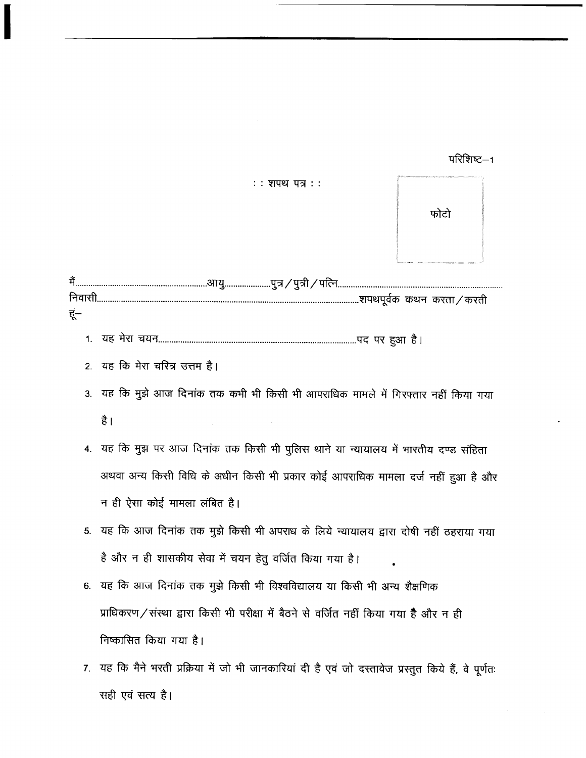परिशिष्ट–1

: : शपथ पत्र : :

फोटो

मैं..........................................................आयु....................पुत्र/पुत्री/पत्नि.......................................................................... निवासी....................................................................................................................शपथपूर्वक कथन करता/करती हूं–

1. यह मेरा चयन...........................................................................................पद पर हुआ है।
2. यह कि मेरा चरित्र उत्तम है।
3. यह कि मुझे आज दिनांक तक कभी भी किसी भी आपराधिक मामले में गिरफ्तार नहीं किया गया है।
4. यह कि मुझ पर आज दिनांक तक किसी भी पुलिस थाने या न्यायालय में भारतीय दण्ड संहिता अथवा अन्य किसी विधि के अधीन किसी भी प्रकार कोई आपराधिक मामला दर्ज नहीं हुआ है और न ही ऐसा कोई मामला लंबित है।
5. यह कि आज दिनांक तक मुझे किसी भी अपराध के लिये न्यायालय द्वारा दोषी नहीं ठहराया गया है और न ही शासकीय सेवा में चयन हेतु वर्जित किया गया है।
6. यह कि आज दिनांक तक मुझे किसी भी विश्वविद्यालय या किसी भी अन्य शैक्षणिक प्राधिकरण/संस्था द्वारा किसी भी परीक्षा में बैठने से वर्जित नहीं किया गया है और न ही निष्कासित किया गया है।
7. यह कि मैने भरती प्रक्रिया में जो भी जानकारियां दी है एवं जो दस्तावेज प्रस्तुत किये हैं, वे पूर्णतः सही एवं सत्य है।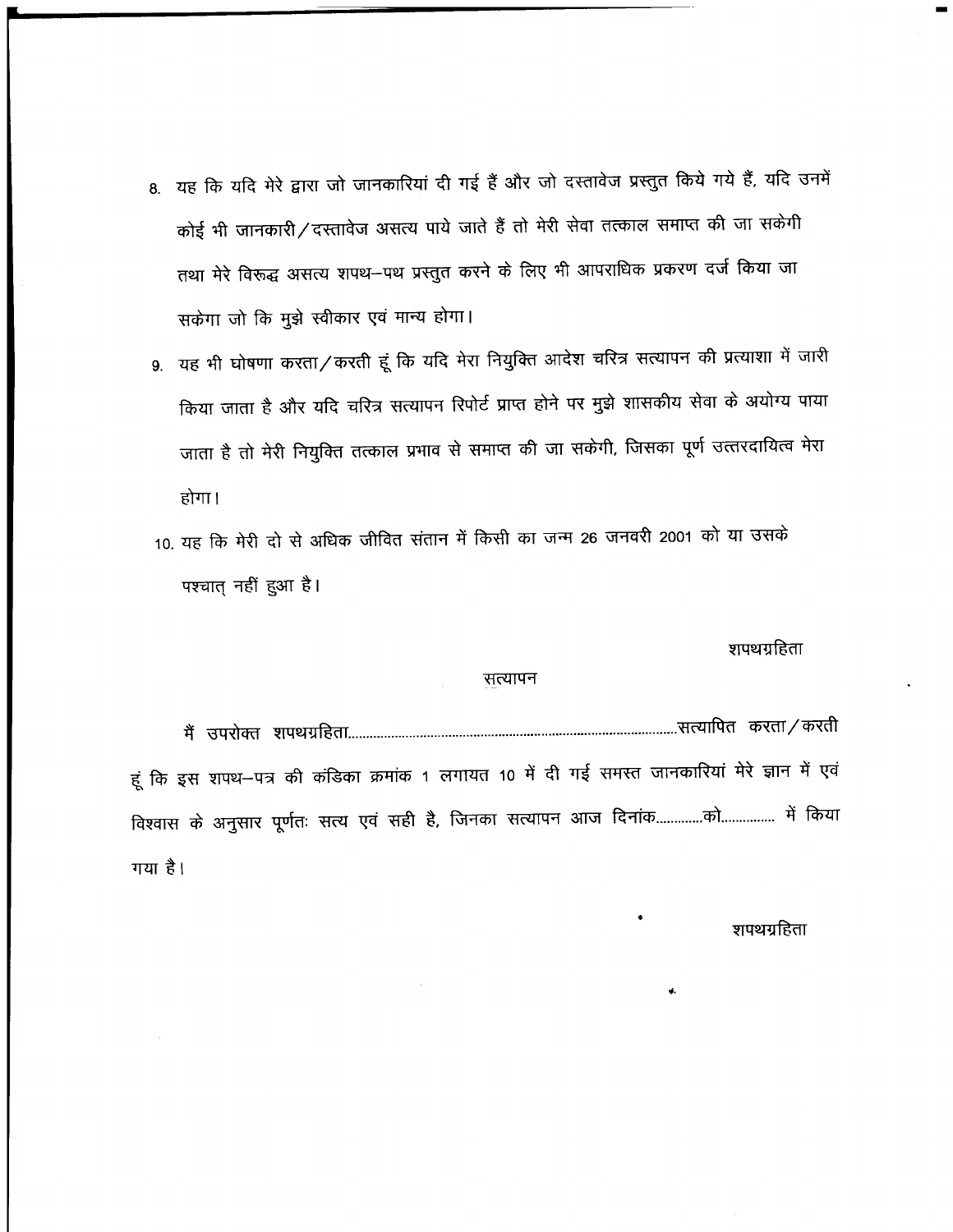8. यह कि यदि मेरे द्वारा जो जानकारियां दी गई हैं और जो दस्तावेज प्रस्तुत किये गये हैं, यदि उनमें कोई भी जानकारी/दस्तावेज असत्य पाये जाते हैं तो मेरी सेवा तत्काल समाप्त की जा सकेगी तथा मेरे विरूद्ध असत्य शपथ–पथ प्रस्तुत करने के लिए भी आपराधिक प्रकरण दर्ज किया जा सकेगा जो कि मुझे स्वीकार एवं मान्य होगा।

9. यह भी घोषणा करता/करती हूं कि यदि मेरा नियुक्ति आदेश चरित्र सत्यापन की प्रत्याशा में जारी किया जाता है और यदि चरित्र सत्यापन रिपोर्ट प्राप्त होने पर मुझे शासकीय सेवा के अयोग्य पाया जाता है तो मेरी नियुक्ति तत्काल प्रभाव से समाप्त की जा सकेगी, जिसका पूर्ण उत्तरदायित्व मेरा होगा।

10. यह कि मेरी दो से अधिक जीवित संतान में किसी का जन्म 26 जनवरी 2001 को या उसके पश्चात् नहीं हुआ है।

शपथग्रहिता

## सत्यापन

मैं उपरोक्त शपथग्रहिता...............................................................................................सत्यापित करता/करती हूं कि इस शपथ–पत्र की कंडिका क्रमांक 1 लगायत 10 में दी गई समस्त जानकारियां मेरे ज्ञान में एवं विश्वास के अनुसार पूर्णतः सत्य एवं सही है, जिनका सत्यापन आज दिनांक.............को............... में किया गया है।

शपथग्रहिता